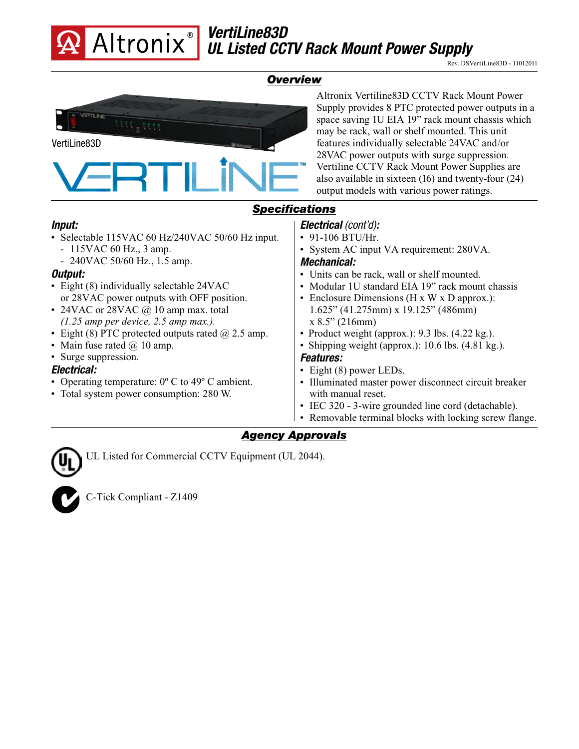# VertiLine83D
## UL Listed CCTV Rack Mount Power Supply

Rev. DSVertiLine83D - 11012011

## Overview

VertiLine83D

Altronix Vertiline83D CCTV Rack Mount Power Supply provides 8 PTC protected power outputs in a space saving 1U EIA 19" rack mount chassis which may be rack, wall or shelf mounted. This unit features individually selectable 24VAC and/or 28VAC power outputs with surge suppression. Vertiline CCTV Rack Mount Power Supplies are also available in sixteen (16) and twenty-four (24) output models with various power ratings.

## Specifications

### Input:

- Selectable 115VAC 60 Hz/240VAC 50/60 Hz input.
  - 115VAC 60 Hz., 3 amp.
  - 240VAC 50/60 Hz., 1.5 amp.

### Output:

- Eight (8) individually selectable 24VAC or 28VAC power outputs with OFF position.
- 24VAC or 28VAC @ 10 amp max. total *(1.25 amp per device, 2.5 amp max.).*
- Eight (8) PTC protected outputs rated @ 2.5 amp.
- Main fuse rated @ 10 amp.
- Surge suppression.

### Electrical:

- Operating temperature: 0º C to 49º C ambient.
- Total system power consumption: 280 W.

### Electrical (cont'd):

- 91-106 BTU/Hr.
- System AC input VA requirement: 280VA.

### Mechanical:

- Units can be rack, wall or shelf mounted.
- Modular 1U standard EIA 19" rack mount chassis
- Enclosure Dimensions (H x W x D approx.): 1.625" (41.275mm) x 19.125" (486mm) x 8.5" (216mm)
- Product weight (approx.): 9.3 lbs. (4.22 kg.).
- Shipping weight (approx.): 10.6 lbs. (4.81 kg.).

### Features:

- Eight (8) power LEDs.
- Illuminated master power disconnect circuit breaker with manual reset.
- IEC 320 - 3-wire grounded line cord (detachable).
- Removable terminal blocks with locking screw flange.

## Agency Approvals

UL Listed for Commercial CCTV Equipment (UL 2044).

C-Tick Compliant - Z1409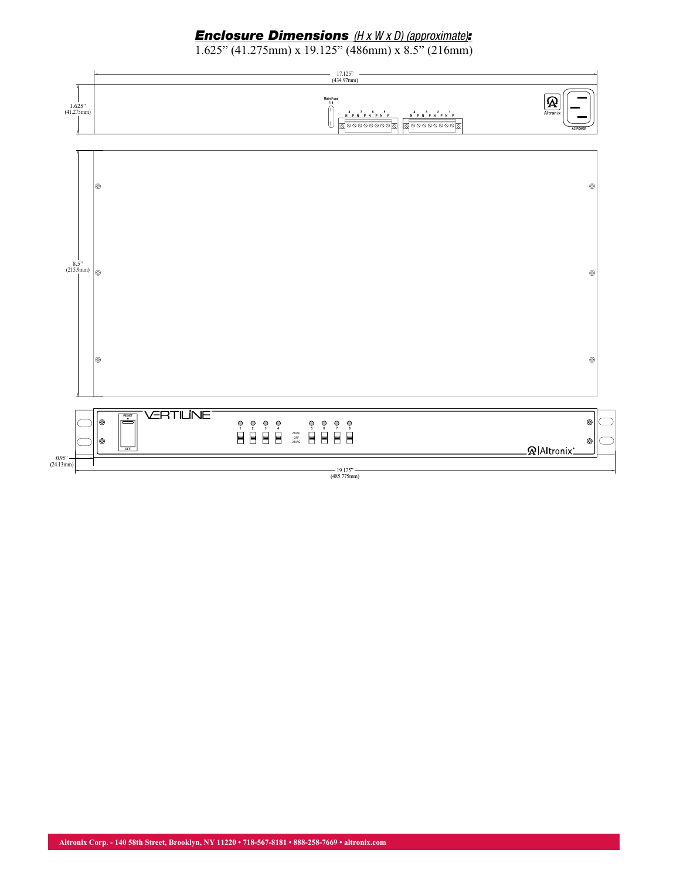## ***Enclosure Dimensions*** *(H x W x D) (approximate)*:

1.625” (41.275mm) x 19.125” (486mm) x 8.5” (216mm)

17.125”
(434.97mm)

1.625”
(41.275mm)

Main Fuse
1-8

8 N P N 7 P N 6 P N 5 P

4 N P N 3 P N 2 P N 1 P

Altronix

AC POWER

8.5”
(215.9mm)

RESET

OFF

VERTILINE

1 2 3 4 28VAC OFF 24VAC 5 6 7 8

Altronix

0.95”
(24.13mm)

19.125”
(485.775mm)

Altronix Corp. - 140 58th Street, Brooklyn, NY 11220 • 718-567-8181 • 888-258-7669 • altronix.com